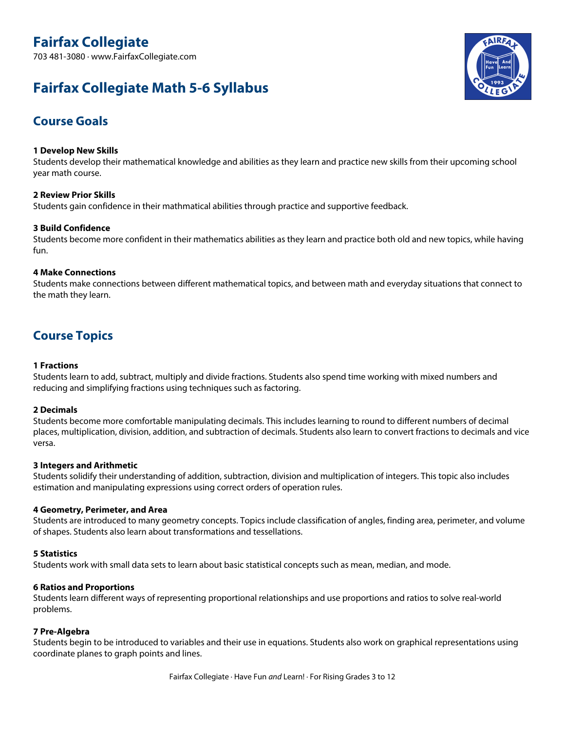# Fairfax Collegiate

703 481-3080 · www.FairfaxCollegiate.com

# Fairfax Collegiate Math 5-6 Syllabus

## Course Goals

**1 Develop New Skills**
Students develop their mathematical knowledge and abilities as they learn and practice new skills from their upcoming school year math course.

**2 Review Prior Skills**
Students gain confidence in their mathmatical abilities through practice and supportive feedback.

**3 Build Confidence**
Students become more confident in their mathematics abilities as they learn and practice both old and new topics, while having fun.

**4 Make Connections**
Students make connections between different mathematical topics, and between math and everyday situations that connect to the math they learn.

## Course Topics

**1 Fractions**
Students learn to add, subtract, multiply and divide fractions. Students also spend time working with mixed numbers and reducing and simplifying fractions using techniques such as factoring.

**2 Decimals**
Students become more comfortable manipulating decimals. This includes learning to round to different numbers of decimal places, multiplication, division, addition, and subtraction of decimals. Students also learn to convert fractions to decimals and vice versa.

**3 Integers and Arithmetic**
Students solidify their understanding of addition, subtraction, division and multiplication of integers. This topic also includes estimation and manipulating expressions using correct orders of operation rules.

**4 Geometry, Perimeter, and Area**
Students are introduced to many geometry concepts. Topics include classification of angles, finding area, perimeter, and volume of shapes. Students also learn about transformations and tessellations.

**5 Statistics**
Students work with small data sets to learn about basic statistical concepts such as mean, median, and mode.

**6 Ratios and Proportions**
Students learn different ways of representing proportional relationships and use proportions and ratios to solve real-world problems.

**7 Pre-Algebra**
Students begin to be introduced to variables and their use in equations. Students also work on graphical representations using coordinate planes to graph points and lines.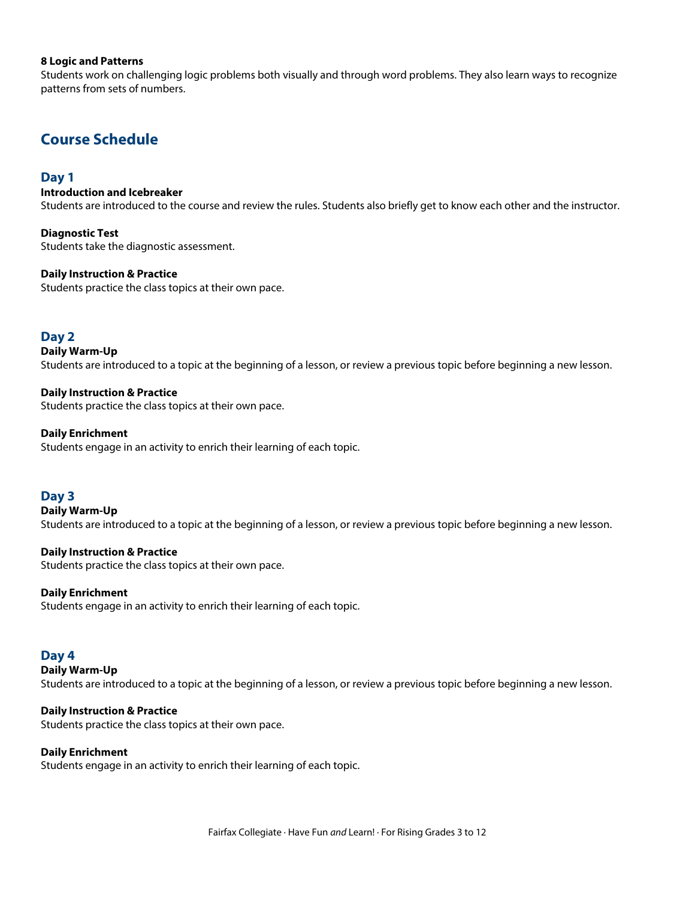**8 Logic and Patterns**
Students work on challenging logic problems both visually and through word problems. They also learn ways to recognize patterns from sets of numbers.

## Course Schedule

### Day 1

**Introduction and Icebreaker**
Students are introduced to the course and review the rules. Students also briefly get to know each other and the instructor.

**Diagnostic Test**
Students take the diagnostic assessment.

**Daily Instruction & Practice**
Students practice the class topics at their own pace.

### Day 2

**Daily Warm-Up**
Students are introduced to a topic at the beginning of a lesson, or review a previous topic before beginning a new lesson.

**Daily Instruction & Practice**
Students practice the class topics at their own pace.

**Daily Enrichment**
Students engage in an activity to enrich their learning of each topic.

### Day 3

**Daily Warm-Up**
Students are introduced to a topic at the beginning of a lesson, or review a previous topic before beginning a new lesson.

**Daily Instruction & Practice**
Students practice the class topics at their own pace.

**Daily Enrichment**
Students engage in an activity to enrich their learning of each topic.

### Day 4

**Daily Warm-Up**
Students are introduced to a topic at the beginning of a lesson, or review a previous topic before beginning a new lesson.

**Daily Instruction & Practice**
Students practice the class topics at their own pace.

**Daily Enrichment**
Students engage in an activity to enrich their learning of each topic.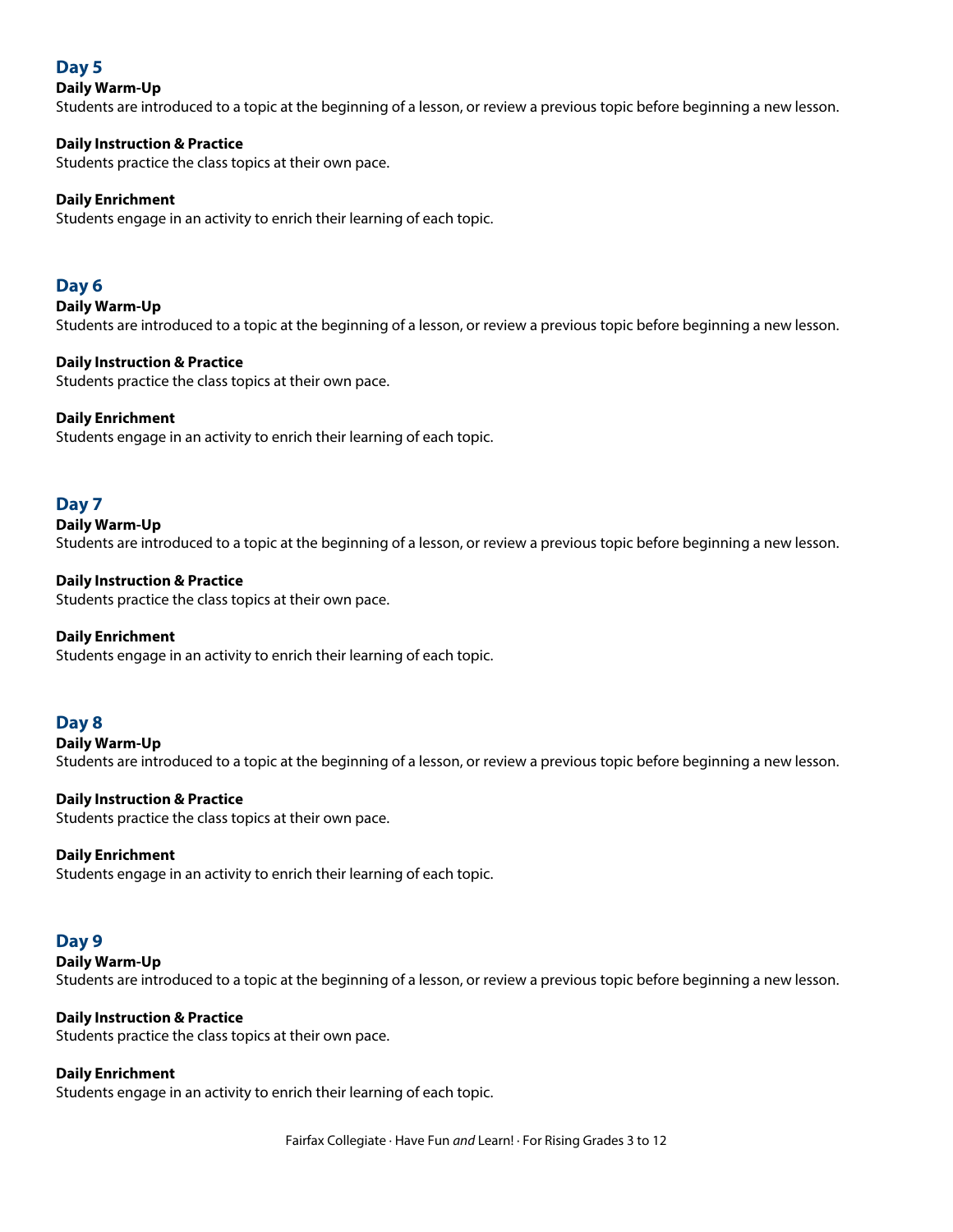## Day 5

**Daily Warm-Up**
Students are introduced to a topic at the beginning of a lesson, or review a previous topic before beginning a new lesson.

**Daily Instruction & Practice**
Students practice the class topics at their own pace.

**Daily Enrichment**
Students engage in an activity to enrich their learning of each topic.

## Day 6

**Daily Warm-Up**
Students are introduced to a topic at the beginning of a lesson, or review a previous topic before beginning a new lesson.

**Daily Instruction & Practice**
Students practice the class topics at their own pace.

**Daily Enrichment**
Students engage in an activity to enrich their learning of each topic.

## Day 7

**Daily Warm-Up**
Students are introduced to a topic at the beginning of a lesson, or review a previous topic before beginning a new lesson.

**Daily Instruction & Practice**
Students practice the class topics at their own pace.

**Daily Enrichment**
Students engage in an activity to enrich their learning of each topic.

## Day 8

**Daily Warm-Up**
Students are introduced to a topic at the beginning of a lesson, or review a previous topic before beginning a new lesson.

**Daily Instruction & Practice**
Students practice the class topics at their own pace.

**Daily Enrichment**
Students engage in an activity to enrich their learning of each topic.

## Day 9

**Daily Warm-Up**
Students are introduced to a topic at the beginning of a lesson, or review a previous topic before beginning a new lesson.

**Daily Instruction & Practice**
Students practice the class topics at their own pace.

**Daily Enrichment**
Students engage in an activity to enrich their learning of each topic.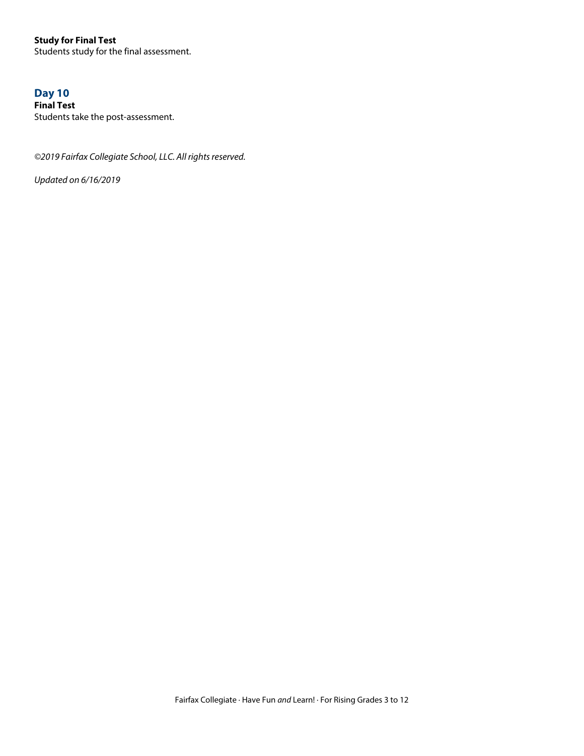**Study for Final Test**
Students study for the final assessment.

## Day 10

**Final Test**
Students take the post-assessment.

*©2019 Fairfax Collegiate School, LLC. All rights reserved.*

*Updated on 6/16/2019*